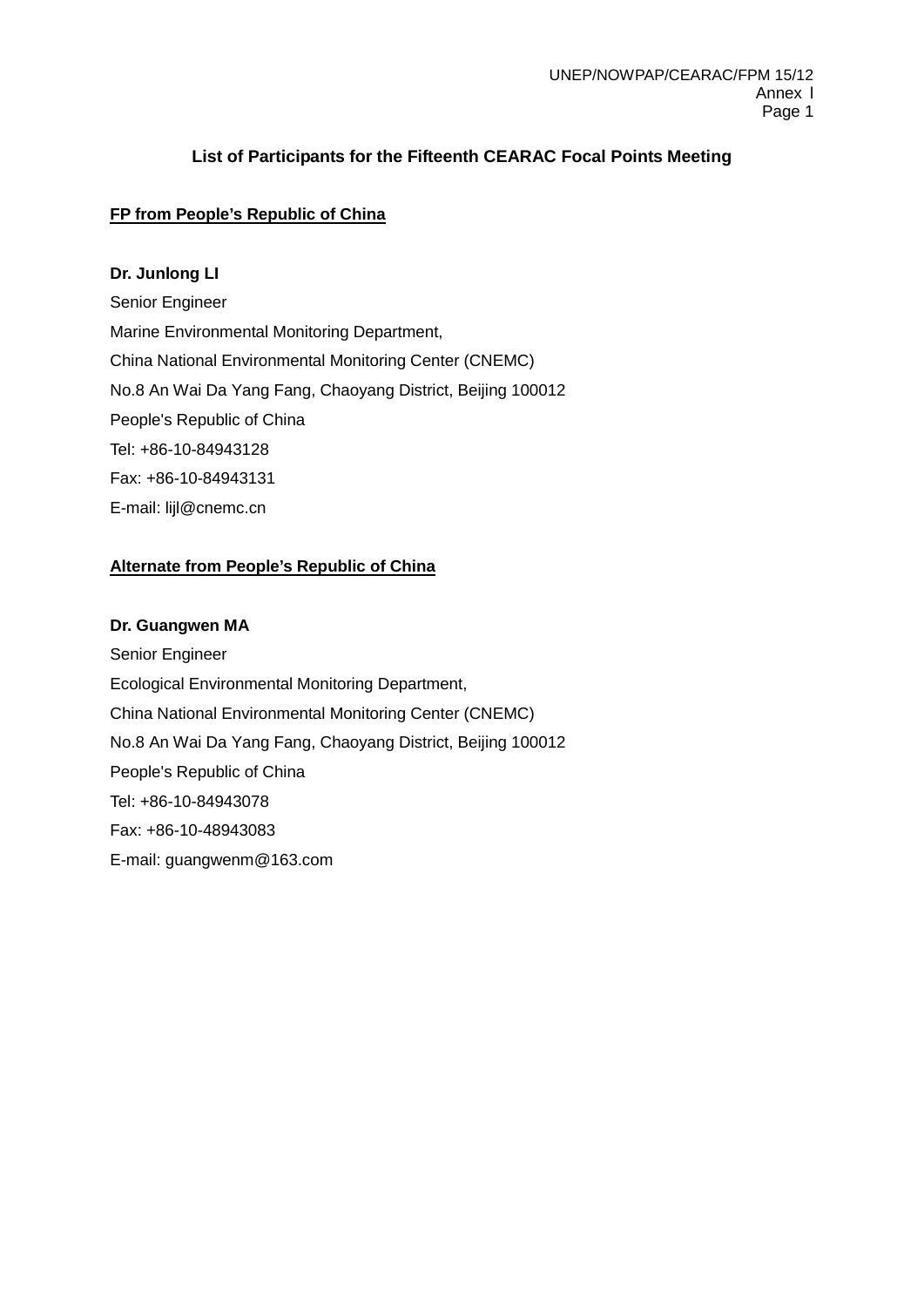## List of Participants for the Fifteenth CEARAC Focal Points Meeting

**FP from People's Republic of China**

**Dr. Junlong LI**

Senior Engineer

Marine Environmental Monitoring Department,

China National Environmental Monitoring Center (CNEMC)

No.8 An Wai Da Yang Fang, Chaoyang District, Beijing 100012

People's Republic of China

Tel: +86-10-84943128

Fax: +86-10-84943131

E-mail: lijl@cnemc.cn

**Alternate from People's Republic of China**

**Dr. Guangwen MA**

Senior Engineer

Ecological Environmental Monitoring Department,

China National Environmental Monitoring Center (CNEMC)

No.8 An Wai Da Yang Fang, Chaoyang District, Beijing 100012

People's Republic of China

Tel: +86-10-84943078

Fax: +86-10-48943083

E-mail: guangwenm@163.com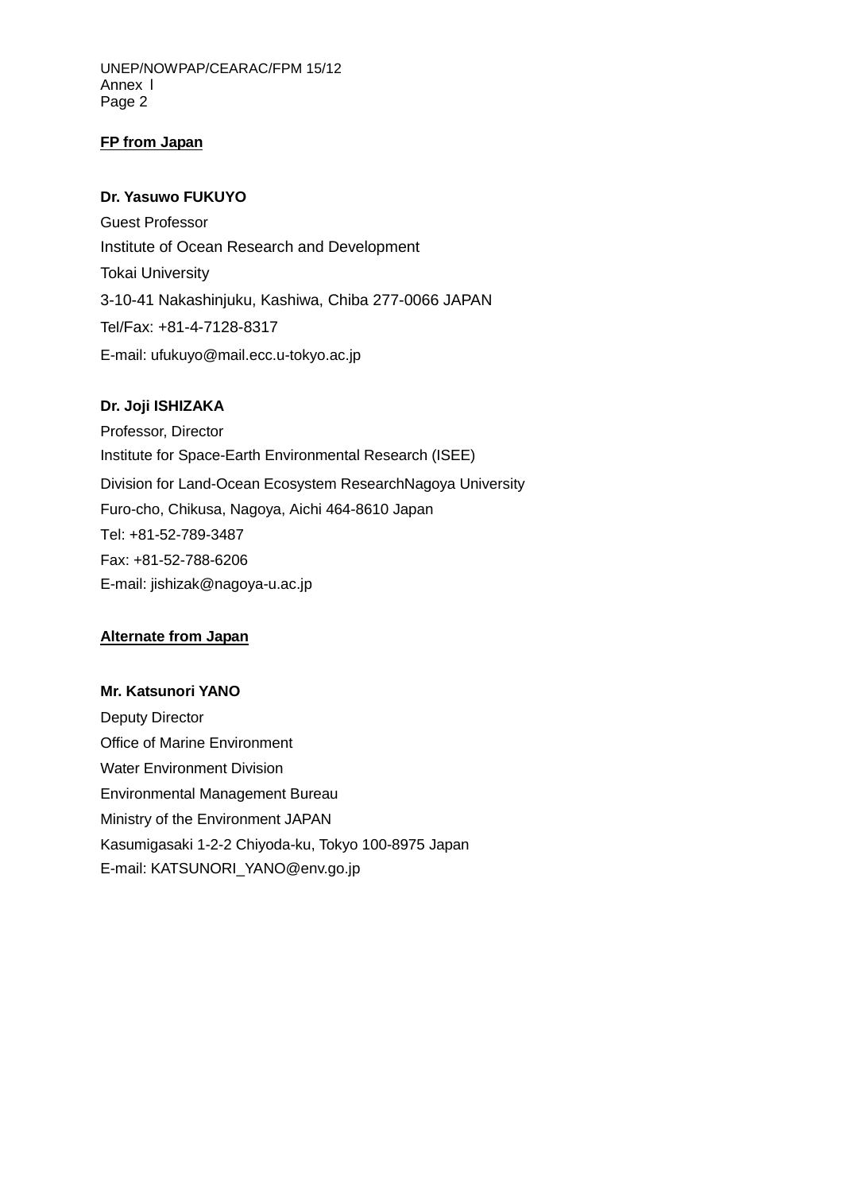**FP from Japan**

**Dr. Yasuwo FUKUYO**
Guest Professor
Institute of Ocean Research and Development
Tokai University
3-10-41 Nakashinjuku, Kashiwa, Chiba 277-0066 JAPAN
Tel/Fax: +81-4-7128-8317
E-mail: ufukuyo@mail.ecc.u-tokyo.ac.jp

**Dr. Joji ISHIZAKA**
Professor, Director
Institute for Space-Earth Environmental Research (ISEE)
Division for Land-Ocean Ecosystem ResearchNagoya University
Furo-cho, Chikusa, Nagoya, Aichi 464-8610 Japan
Tel: +81-52-789-3487
Fax: +81-52-788-6206
E-mail: jishizak@nagoya-u.ac.jp

**Alternate from Japan**

**Mr. Katsunori YANO**
Deputy Director
Office of Marine Environment
Water Environment Division
Environmental Management Bureau
Ministry of the Environment JAPAN
Kasumigasaki 1-2-2 Chiyoda-ku, Tokyo 100-8975 Japan
E-mail: KATSUNORI_YANO@env.go.jp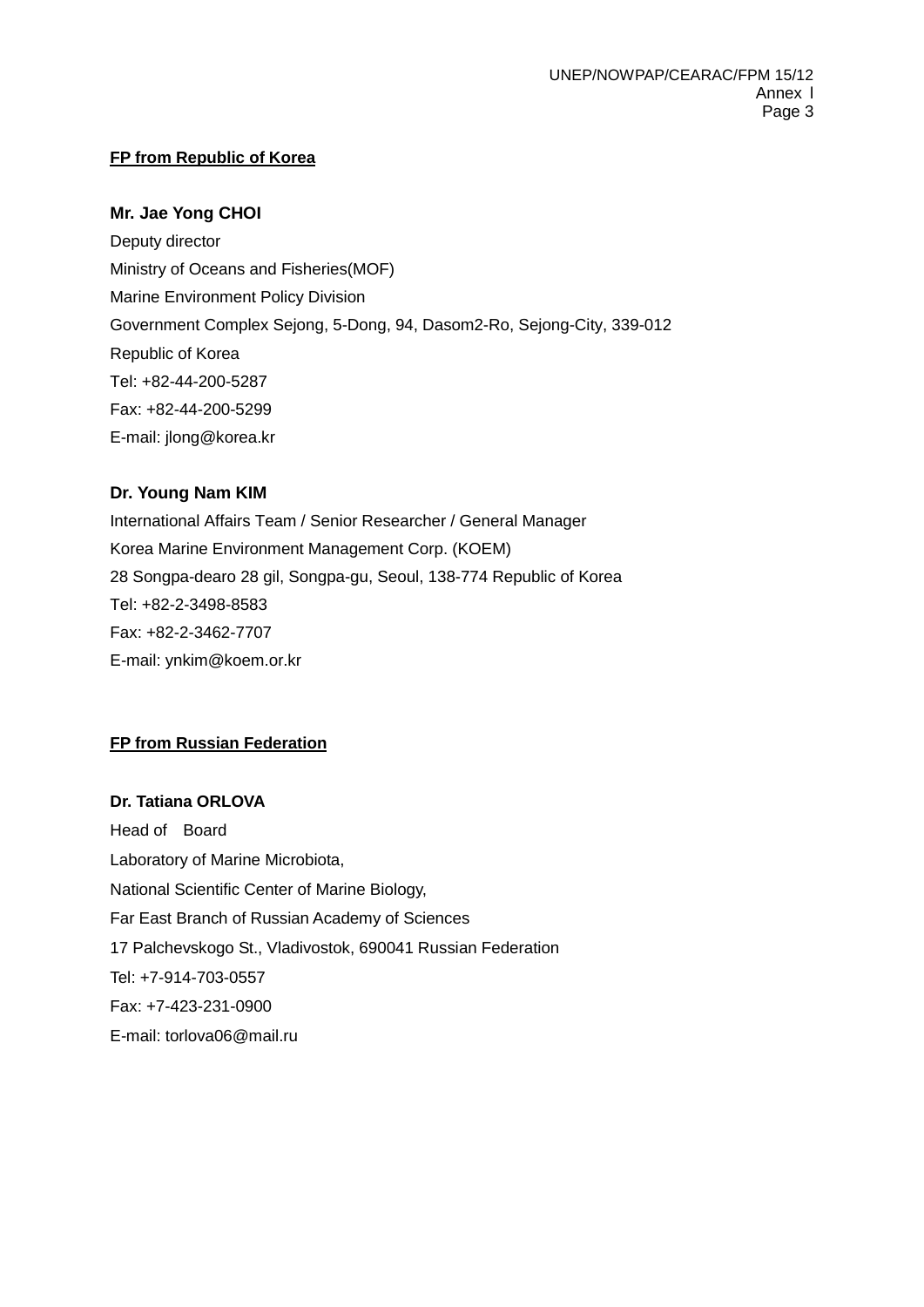**FP from Republic of Korea**

**Mr. Jae Yong CHOI**

Deputy director

Ministry of Oceans and Fisheries(MOF)

Marine Environment Policy Division

Government Complex Sejong, 5-Dong, 94, Dasom2-Ro, Sejong-City, 339-012

Republic of Korea

Tel: +82-44-200-5287

Fax: +82-44-200-5299

E-mail: jlong@korea.kr

**Dr. Young Nam KIM**

International Affairs Team / Senior Researcher / General Manager

Korea Marine Environment Management Corp. (KOEM)

28 Songpa-dearo 28 gil, Songpa-gu, Seoul, 138-774 Republic of Korea

Tel: +82-2-3498-8583

Fax: +82-2-3462-7707

E-mail: ynkim@koem.or.kr

**FP from Russian Federation**

**Dr. Tatiana ORLOVA**

Head of Board

Laboratory of Marine Microbiota,

National Scientific Center of Marine Biology,

Far East Branch of Russian Academy of Sciences

17 Palchevskogo St., Vladivostok, 690041 Russian Federation

Tel: +7-914-703-0557

Fax: +7-423-231-0900

E-mail: torlova06@mail.ru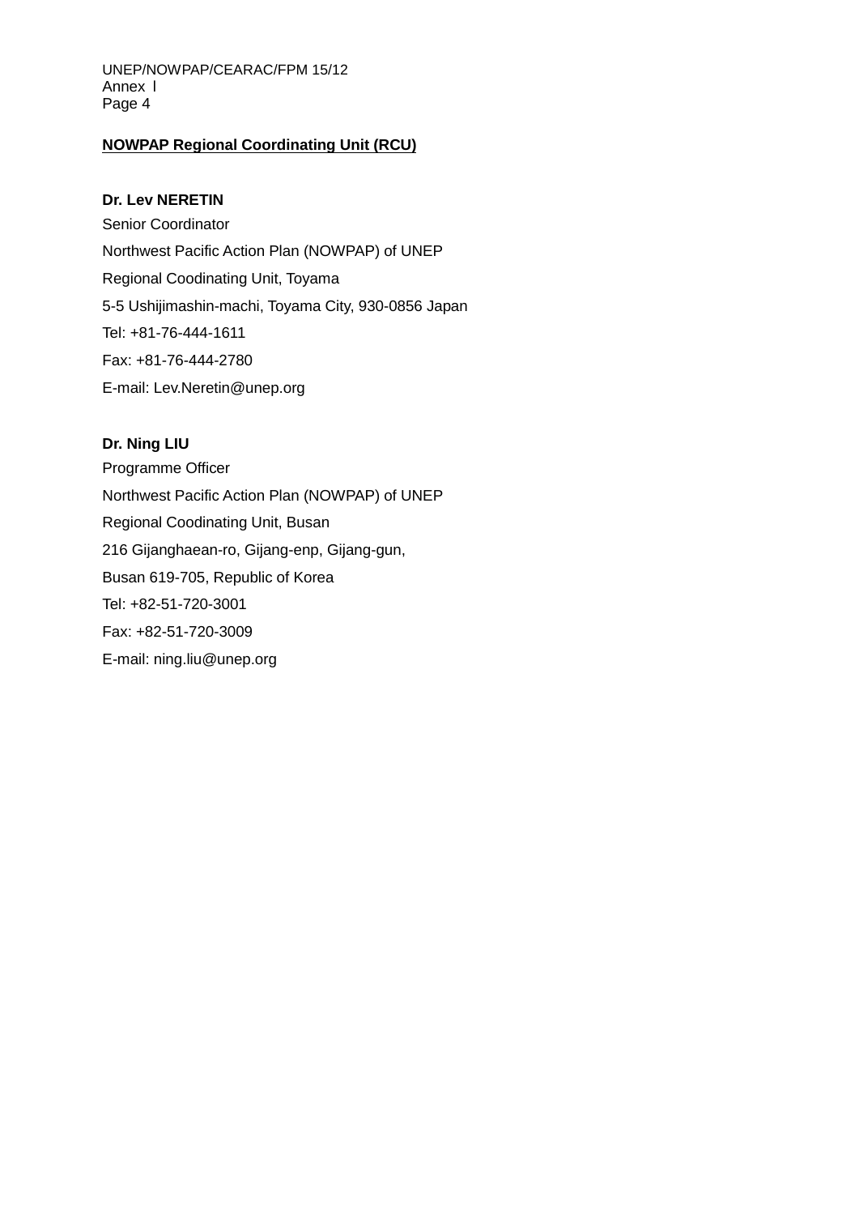**NOWPAP Regional Coordinating Unit (RCU)**

**Dr. Lev NERETIN**
Senior Coordinator
Northwest Pacific Action Plan (NOWPAP) of UNEP
Regional Coodinating Unit, Toyama
5-5 Ushijimashin-machi, Toyama City, 930-0856 Japan
Tel: +81-76-444-1611
Fax: +81-76-444-2780
E-mail: Lev.Neretin@unep.org

**Dr. Ning LIU**
Programme Officer
Northwest Pacific Action Plan (NOWPAP) of UNEP
Regional Coodinating Unit, Busan
216 Gijanghaean-ro, Gijang-enp, Gijang-gun,
Busan 619-705, Republic of Korea
Tel: +82-51-720-3001
Fax: +82-51-720-3009
E-mail: ning.liu@unep.org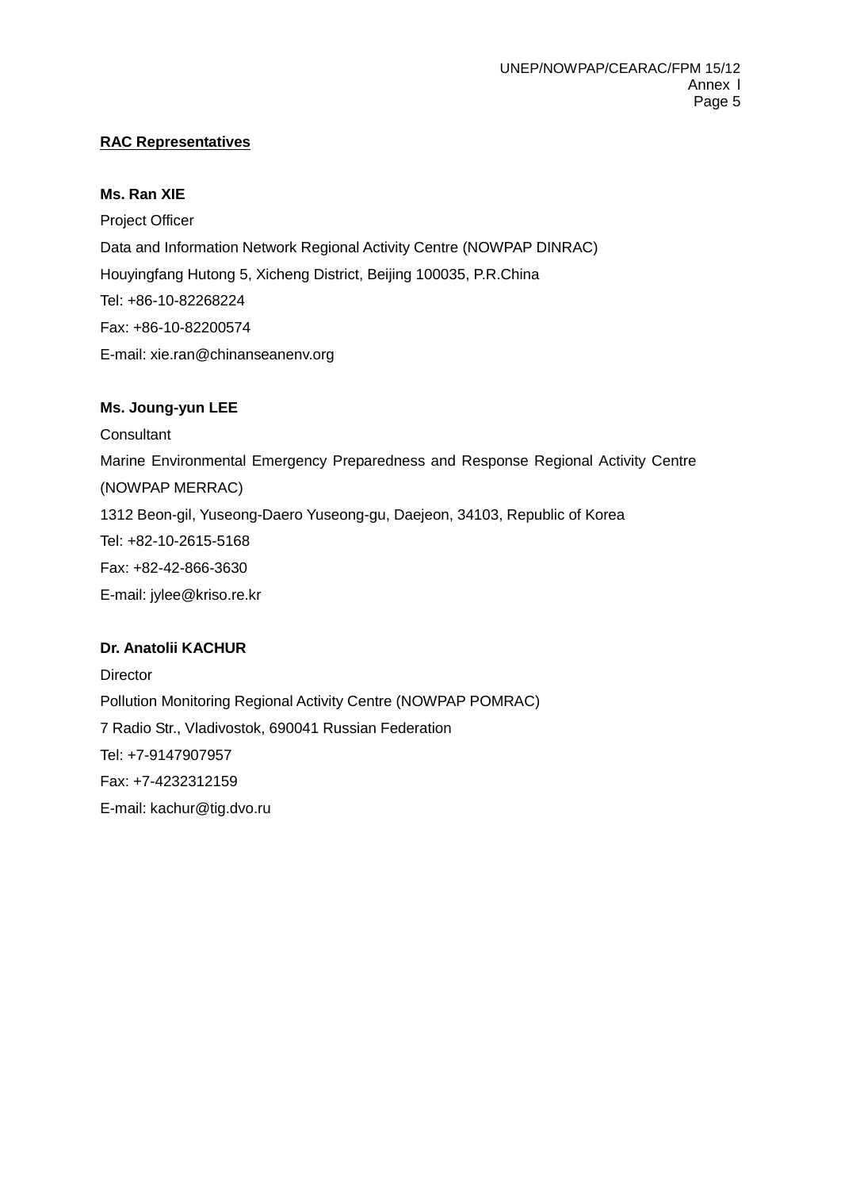**RAC Representatives**

**Ms. Ran XIE**
Project Officer
Data and Information Network Regional Activity Centre (NOWPAP DINRAC)
Houyingfang Hutong 5, Xicheng District, Beijing 100035, P.R.China
Tel: +86-10-82268224
Fax: +86-10-82200574
E-mail: xie.ran@chinanseanenv.org

**Ms. Joung-yun LEE**
Consultant
Marine Environmental Emergency Preparedness and Response Regional Activity Centre (NOWPAP MERRAC)
1312 Beon-gil, Yuseong-Daero Yuseong-gu, Daejeon, 34103, Republic of Korea
Tel: +82-10-2615-5168
Fax: +82-42-866-3630
E-mail: jylee@kriso.re.kr

**Dr. Anatolii KACHUR**
Director
Pollution Monitoring Regional Activity Centre (NOWPAP POMRAC)
7 Radio Str., Vladivostok, 690041 Russian Federation
Tel: +7-9147907957
Fax: +7-4232312159
E-mail: kachur@tig.dvo.ru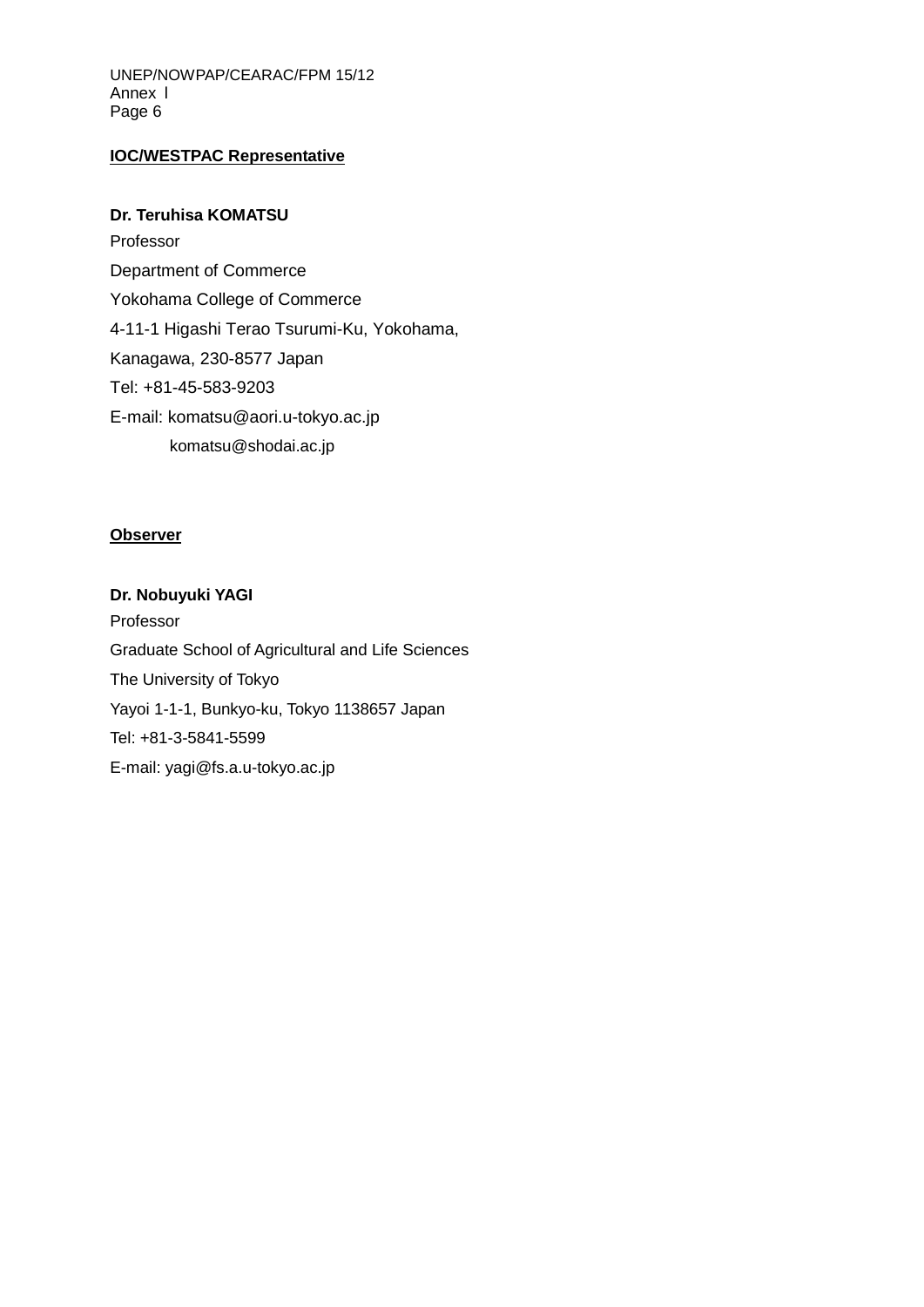**IOC/WESTPAC Representative**

**Dr. Teruhisa KOMATSU**

Professor

Department of Commerce

Yokohama College of Commerce

4-11-1 Higashi Terao Tsurumi-Ku, Yokohama,

Kanagawa, 230-8577 Japan

Tel: +81-45-583-9203

E-mail: komatsu@aori.u-tokyo.ac.jp

komatsu@shodai.ac.jp

**Observer**

**Dr. Nobuyuki YAGI**

Professor

Graduate School of Agricultural and Life Sciences

The University of Tokyo

Yayoi 1-1-1, Bunkyo-ku, Tokyo 1138657 Japan

Tel: +81-3-5841-5599

E-mail: yagi@fs.a.u-tokyo.ac.jp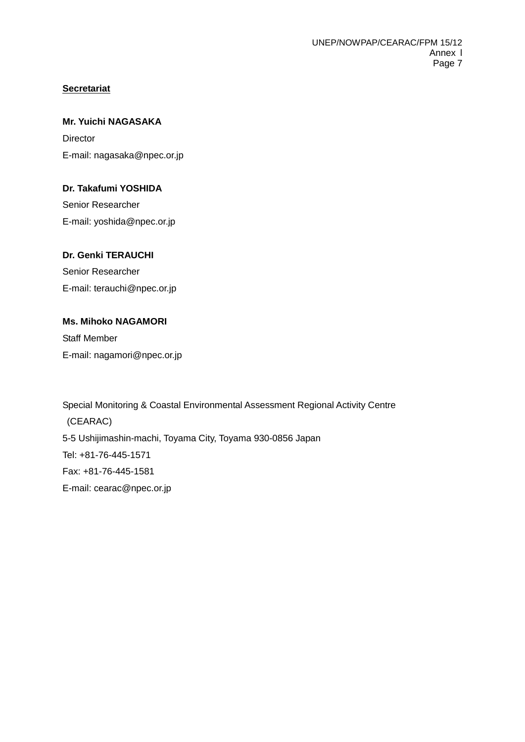**Secretariat**

**Mr. Yuichi NAGASAKA**
Director
E-mail: nagasaka@npec.or.jp

**Dr. Takafumi YOSHIDA**
Senior Researcher
E-mail: yoshida@npec.or.jp

**Dr. Genki TERAUCHI**
Senior Researcher
E-mail: terauchi@npec.or.jp

**Ms. Mihoko NAGAMORI**
Staff Member
E-mail: nagamori@npec.or.jp

Special Monitoring & Coastal Environmental Assessment Regional Activity Centre
(CEARAC)
5-5 Ushijimashin-machi, Toyama City, Toyama 930-0856 Japan
Tel: +81-76-445-1571
Fax: +81-76-445-1581
E-mail: cearac@npec.or.jp